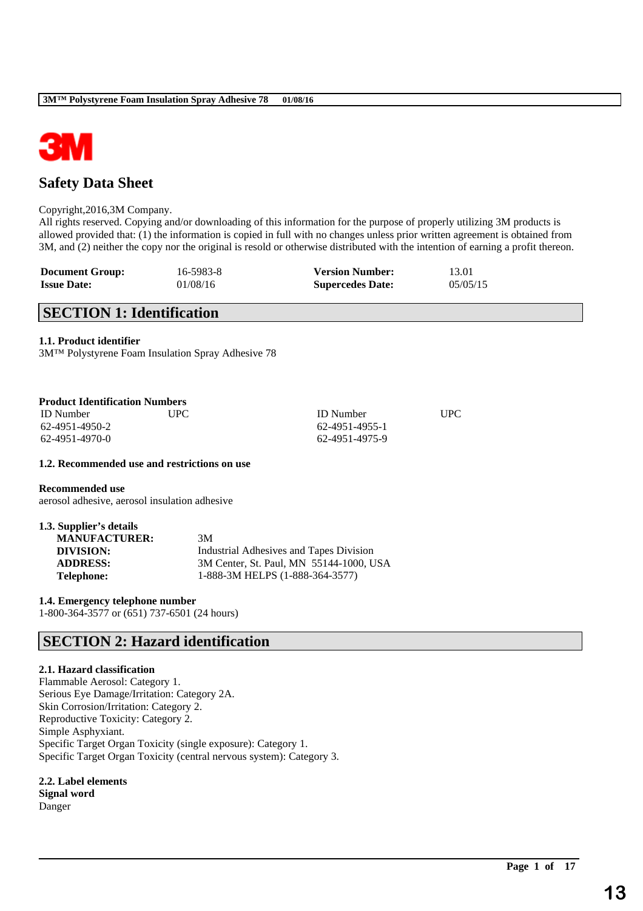# Safety Data Sheet

Copyright,2016,3M Company.
All rights reserved. Copying and/or downloading of this information for the purpose of properly utilizing 3M products is allowed provided that: (1) the information is copied in full with no changes unless prior written agreement is obtained from 3M, and (2) neither the copy nor the original is resold or otherwise distributed with the intention of earning a profit thereon.

| **Document Group:** | 16-5983-8 | **Version Number:** | 13.01 |
|---|---|---|---|
| **Issue Date:** | 01/08/16 | **Supercedes Date:** | 05/05/15 |

## SECTION 1: Identification

**1.1. Product identifier**
3M™ Polystyrene Foam Insulation Spray Adhesive 78

**Product Identification Numbers**

| ID Number | UPC | ID Number | UPC |
|---|---|---|---|
| 62-4951-4950-2 | | 62-4951-4955-1 | |
| 62-4951-4970-0 | | 62-4951-4975-9 | |

**1.2. Recommended use and restrictions on use**

**Recommended use**
aerosol adhesive, aerosol insulation adhesive

**1.3. Supplier's details**

| | |
|---|---|
| **MANUFACTURER:** | 3M |
| **DIVISION:** | Industrial Adhesives and Tapes Division |
| **ADDRESS:** | 3M Center, St. Paul, MN 55144-1000, USA |
| **Telephone:** | 1-888-3M HELPS (1-888-364-3577) |

**1.4. Emergency telephone number**
1-800-364-3577 or (651) 737-6501 (24 hours)

## SECTION 2: Hazard identification

**2.1. Hazard classification**
Flammable Aerosol: Category 1.
Serious Eye Damage/Irritation: Category 2A.
Skin Corrosion/Irritation: Category 2.
Reproductive Toxicity: Category 2.
Simple Asphyxiant.
Specific Target Organ Toxicity (single exposure): Category 1.
Specific Target Organ Toxicity (central nervous system): Category 3.

**2.2. Label elements**
**Signal word**
Danger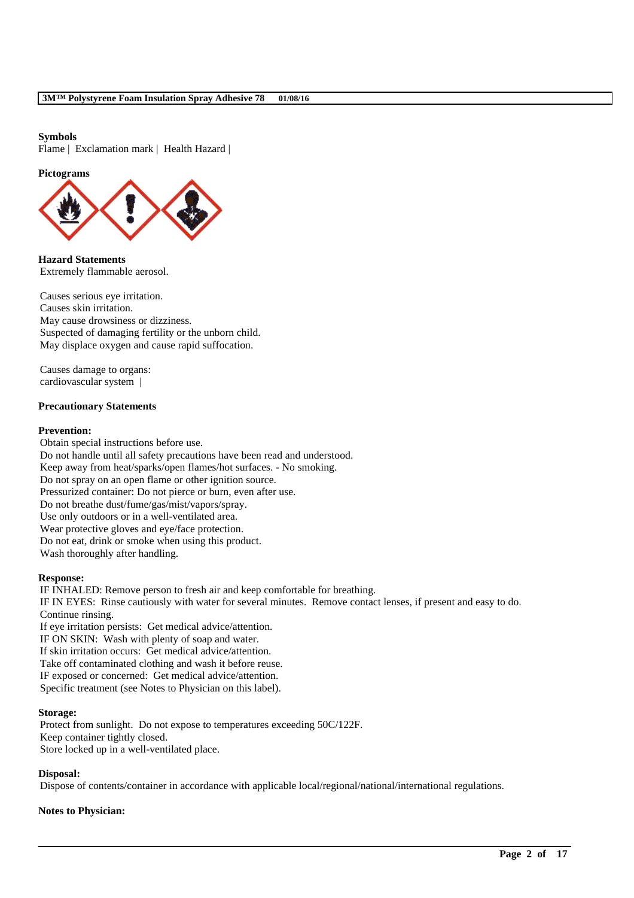**Symbols**

Flame | Exclamation mark | Health Hazard |

**Pictograms**

**Hazard Statements**

Extremely flammable aerosol.

Causes serious eye irritation.
Causes skin irritation.
May cause drowsiness or dizziness.
Suspected of damaging fertility or the unborn child.
May displace oxygen and cause rapid suffocation.

Causes damage to organs:
cardiovascular system |

**Precautionary Statements**

**Prevention:**

Obtain special instructions before use.
Do not handle until all safety precautions have been read and understood.
Keep away from heat/sparks/open flames/hot surfaces. - No smoking.
Do not spray on an open flame or other ignition source.
Pressurized container: Do not pierce or burn, even after use.
Do not breathe dust/fume/gas/mist/vapors/spray.
Use only outdoors or in a well-ventilated area.
Wear protective gloves and eye/face protection.
Do not eat, drink or smoke when using this product.
Wash thoroughly after handling.

**Response:**

IF INHALED: Remove person to fresh air and keep comfortable for breathing.
IF IN EYES: Rinse cautiously with water for several minutes. Remove contact lenses, if present and easy to do. Continue rinsing.
If eye irritation persists: Get medical advice/attention.
IF ON SKIN: Wash with plenty of soap and water.
If skin irritation occurs: Get medical advice/attention.
Take off contaminated clothing and wash it before reuse.
IF exposed or concerned: Get medical advice/attention.
Specific treatment (see Notes to Physician on this label).

**Storage:**

Protect from sunlight. Do not expose to temperatures exceeding 50C/122F.
Keep container tightly closed.
Store locked up in a well-ventilated place.

**Disposal:**

Dispose of contents/container in accordance with applicable local/regional/national/international regulations.

**Notes to Physician:**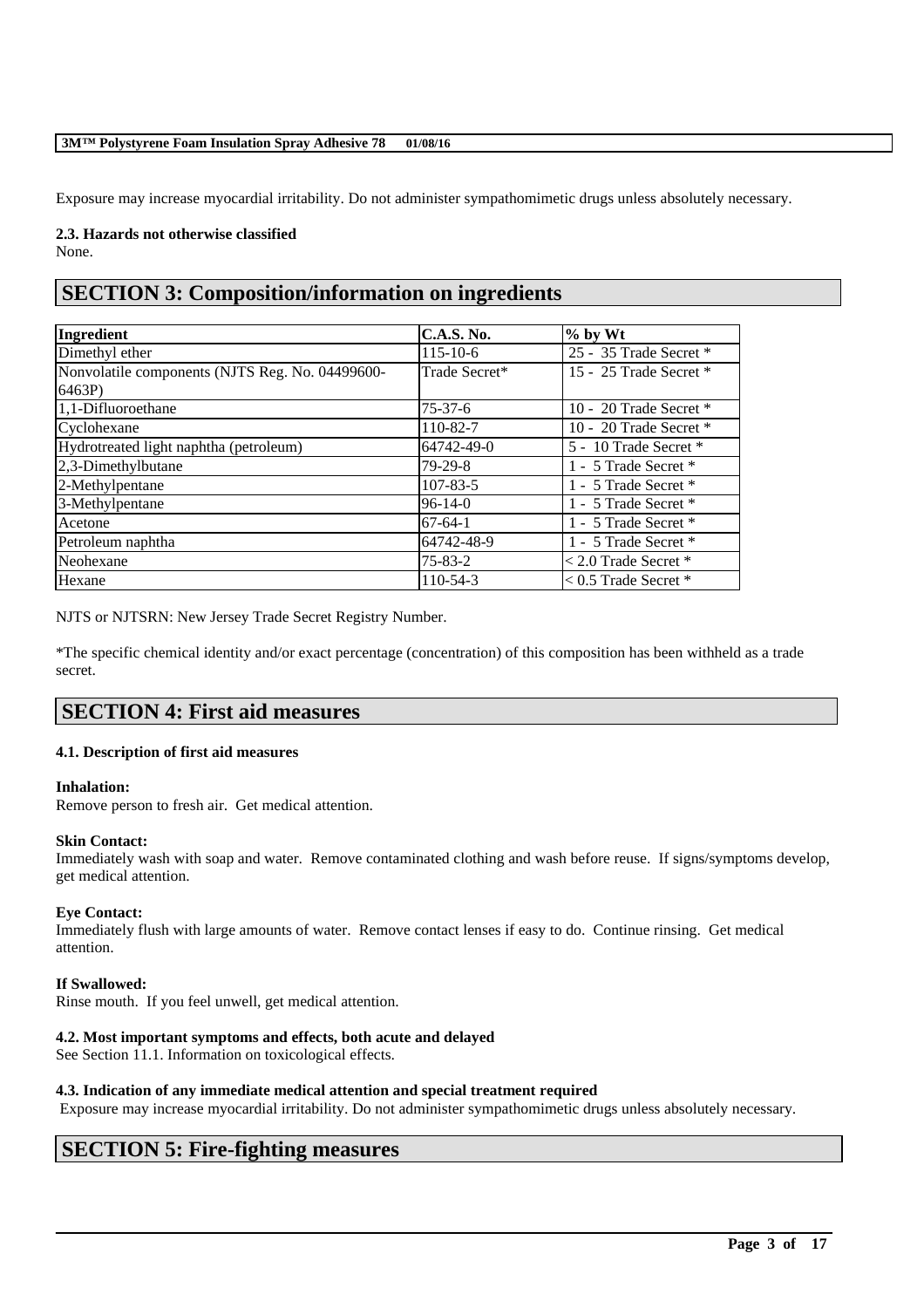Exposure may increase myocardial irritability. Do not administer sympathomimetic drugs unless absolutely necessary.

### 2.3. Hazards not otherwise classified

None.

## SECTION 3: Composition/information on ingredients

| Ingredient | C.A.S. No. | % by Wt |
|---|---|---|
| Dimethyl ether | 115-10-6 | 25 - 35 Trade Secret * |
| Nonvolatile components (NJTS Reg. No. 04499600-6463P) | Trade Secret* | 15 - 25 Trade Secret * |
| 1,1-Difluoroethane | 75-37-6 | 10 - 20 Trade Secret * |
| Cyclohexane | 110-82-7 | 10 - 20 Trade Secret * |
| Hydrotreated light naphtha (petroleum) | 64742-49-0 | 5 - 10 Trade Secret * |
| 2,3-Dimethylbutane | 79-29-8 | 1 - 5 Trade Secret * |
| 2-Methylpentane | 107-83-5 | 1 - 5 Trade Secret * |
| 3-Methylpentane | 96-14-0 | 1 - 5 Trade Secret * |
| Acetone | 67-64-1 | 1 - 5 Trade Secret * |
| Petroleum naphtha | 64742-48-9 | 1 - 5 Trade Secret * |
| Neohexane | 75-83-2 | < 2.0 Trade Secret * |
| Hexane | 110-54-3 | < 0.5 Trade Secret * |

NJTS or NJTSRN: New Jersey Trade Secret Registry Number.

*The specific chemical identity and/or exact percentage (concentration) of this composition has been withheld as a trade secret.

## SECTION 4: First aid measures

### 4.1. Description of first aid measures

**Inhalation:**
Remove person to fresh air. Get medical attention.

**Skin Contact:**
Immediately wash with soap and water. Remove contaminated clothing and wash before reuse. If signs/symptoms develop, get medical attention.

**Eye Contact:**
Immediately flush with large amounts of water. Remove contact lenses if easy to do. Continue rinsing. Get medical attention.

**If Swallowed:**
Rinse mouth. If you feel unwell, get medical attention.

### 4.2. Most important symptoms and effects, both acute and delayed

See Section 11.1. Information on toxicological effects.

### 4.3. Indication of any immediate medical attention and special treatment required

Exposure may increase myocardial irritability. Do not administer sympathomimetic drugs unless absolutely necessary.

## SECTION 5: Fire-fighting measures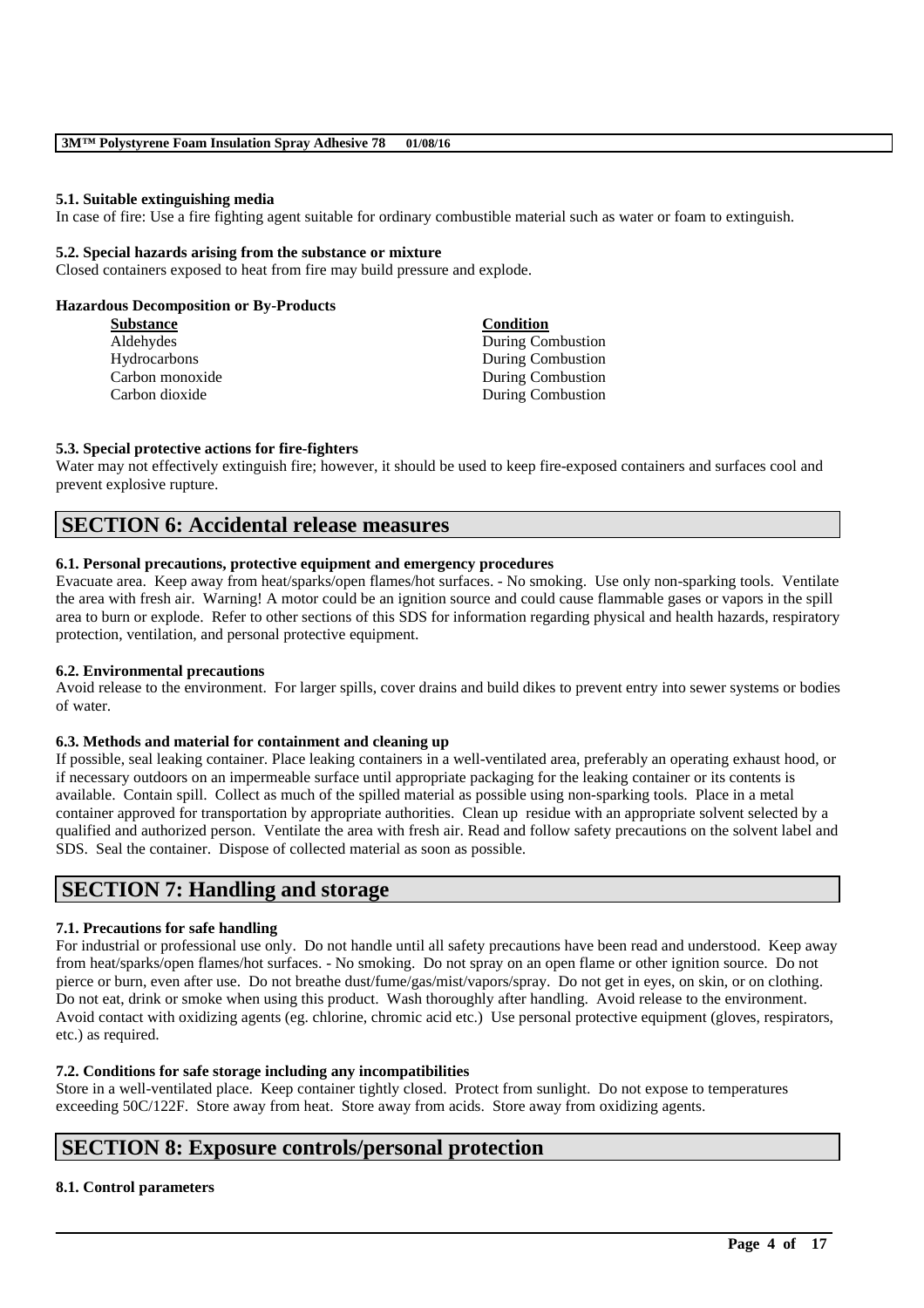#### 5.1. Suitable extinguishing media

In case of fire: Use a fire fighting agent suitable for ordinary combustible material such as water or foam to extinguish.

#### 5.2. Special hazards arising from the substance or mixture

Closed containers exposed to heat from fire may build pressure and explode.

**Hazardous Decomposition or By-Products**

| Substance | Condition |
| --- | --- |
| Aldehydes | During Combustion |
| Hydrocarbons | During Combustion |
| Carbon monoxide | During Combustion |
| Carbon dioxide | During Combustion |

#### 5.3. Special protective actions for fire-fighters

Water may not effectively extinguish fire; however, it should be used to keep fire-exposed containers and surfaces cool and prevent explosive rupture.

## SECTION 6: Accidental release measures

#### 6.1. Personal precautions, protective equipment and emergency procedures

Evacuate area. Keep away from heat/sparks/open flames/hot surfaces. - No smoking. Use only non-sparking tools. Ventilate the area with fresh air. Warning! A motor could be an ignition source and could cause flammable gases or vapors in the spill area to burn or explode. Refer to other sections of this SDS for information regarding physical and health hazards, respiratory protection, ventilation, and personal protective equipment.

#### 6.2. Environmental precautions

Avoid release to the environment. For larger spills, cover drains and build dikes to prevent entry into sewer systems or bodies of water.

#### 6.3. Methods and material for containment and cleaning up

If possible, seal leaking container. Place leaking containers in a well-ventilated area, preferably an operating exhaust hood, or if necessary outdoors on an impermeable surface until appropriate packaging for the leaking container or its contents is available. Contain spill. Collect as much of the spilled material as possible using non-sparking tools. Place in a metal container approved for transportation by appropriate authorities. Clean up residue with an appropriate solvent selected by a qualified and authorized person. Ventilate the area with fresh air. Read and follow safety precautions on the solvent label and SDS. Seal the container. Dispose of collected material as soon as possible.

## SECTION 7: Handling and storage

#### 7.1. Precautions for safe handling

For industrial or professional use only. Do not handle until all safety precautions have been read and understood. Keep away from heat/sparks/open flames/hot surfaces. - No smoking. Do not spray on an open flame or other ignition source. Do not pierce or burn, even after use. Do not breathe dust/fume/gas/mist/vapors/spray. Do not get in eyes, on skin, or on clothing. Do not eat, drink or smoke when using this product. Wash thoroughly after handling. Avoid release to the environment. Avoid contact with oxidizing agents (eg. chlorine, chromic acid etc.) Use personal protective equipment (gloves, respirators, etc.) as required.

#### 7.2. Conditions for safe storage including any incompatibilities

Store in a well-ventilated place. Keep container tightly closed. Protect from sunlight. Do not expose to temperatures exceeding 50C/122F. Store away from heat. Store away from acids. Store away from oxidizing agents.

## SECTION 8: Exposure controls/personal protection

#### 8.1. Control parameters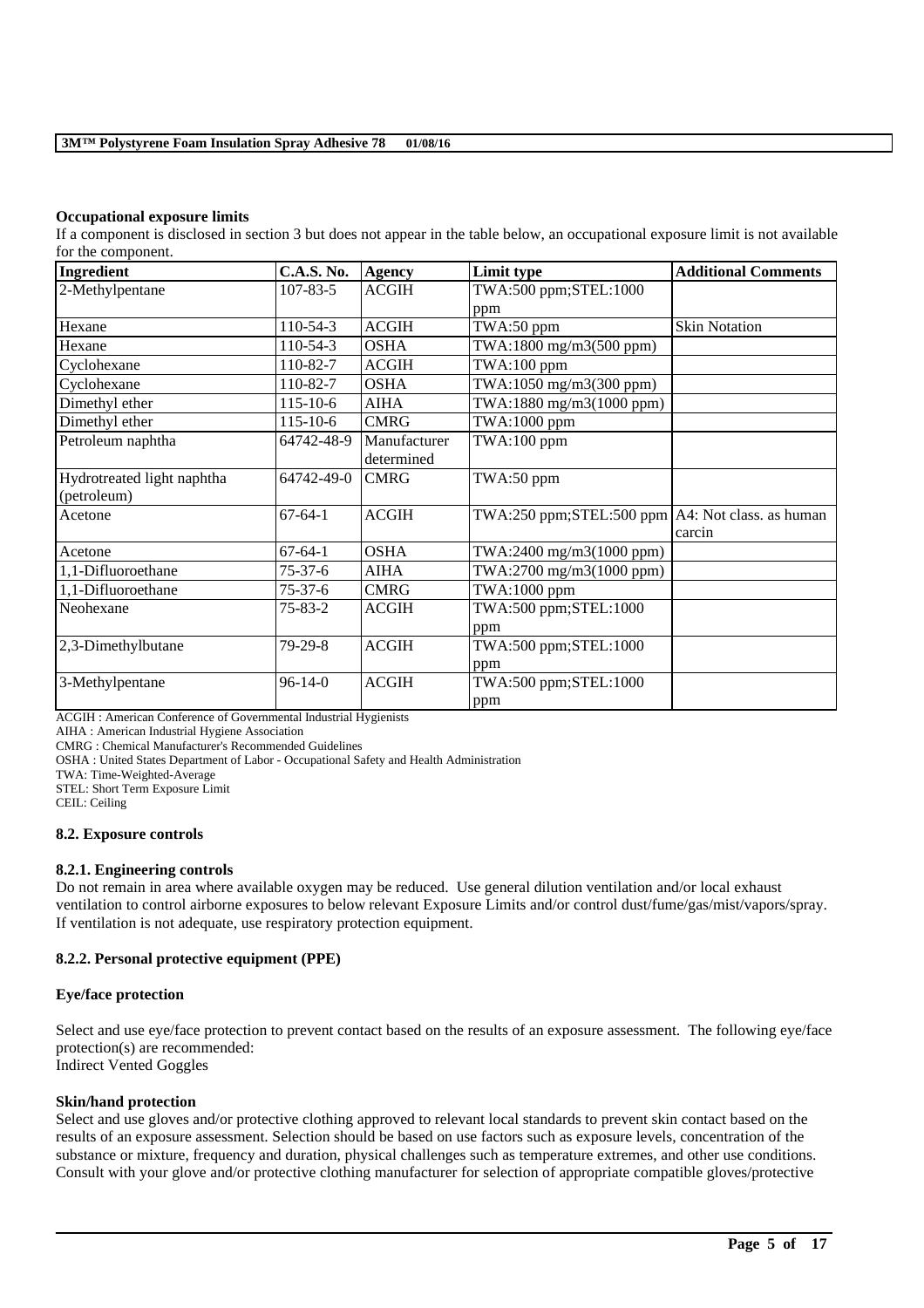**Occupational exposure limits**

If a component is disclosed in section 3 but does not appear in the table below, an occupational exposure limit is not available for the component.

| Ingredient | C.A.S. No. | Agency | Limit type | Additional Comments |
| --- | --- | --- | --- | --- |
| 2-Methylpentane | 107-83-5 | ACGIH | TWA:500 ppm;STEL:1000 ppm | |
| Hexane | 110-54-3 | ACGIH | TWA:50 ppm | Skin Notation |
| Hexane | 110-54-3 | OSHA | TWA:1800 mg/m3(500 ppm) | |
| Cyclohexane | 110-82-7 | ACGIH | TWA:100 ppm | |
| Cyclohexane | 110-82-7 | OSHA | TWA:1050 mg/m3(300 ppm) | |
| Dimethyl ether | 115-10-6 | AIHA | TWA:1880 mg/m3(1000 ppm) | |
| Dimethyl ether | 115-10-6 | CMRG | TWA:1000 ppm | |
| Petroleum naphtha | 64742-48-9 | Manufacturer determined | TWA:100 ppm | |
| Hydrotreated light naphtha (petroleum) | 64742-49-0 | CMRG | TWA:50 ppm | |
| Acetone | 67-64-1 | ACGIH | TWA:250 ppm;STEL:500 ppm | A4: Not class. as human carcin |
| Acetone | 67-64-1 | OSHA | TWA:2400 mg/m3(1000 ppm) | |
| 1,1-Difluoroethane | 75-37-6 | AIHA | TWA:2700 mg/m3(1000 ppm) | |
| 1,1-Difluoroethane | 75-37-6 | CMRG | TWA:1000 ppm | |
| Neohexane | 75-83-2 | ACGIH | TWA:500 ppm;STEL:1000 ppm | |
| 2,3-Dimethylbutane | 79-29-8 | ACGIH | TWA:500 ppm;STEL:1000 ppm | |
| 3-Methylpentane | 96-14-0 | ACGIH | TWA:500 ppm;STEL:1000 ppm | |

ACGIH : American Conference of Governmental Industrial Hygienists
AIHA : American Industrial Hygiene Association
CMRG : Chemical Manufacturer's Recommended Guidelines
OSHA : United States Department of Labor - Occupational Safety and Health Administration
TWA: Time-Weighted-Average
STEL: Short Term Exposure Limit
CEIL: Ceiling

**8.2. Exposure controls**

**8.2.1. Engineering controls**

Do not remain in area where available oxygen may be reduced. Use general dilution ventilation and/or local exhaust ventilation to control airborne exposures to below relevant Exposure Limits and/or control dust/fume/gas/mist/vapors/spray. If ventilation is not adequate, use respiratory protection equipment.

**8.2.2. Personal protective equipment (PPE)**

**Eye/face protection**

Select and use eye/face protection to prevent contact based on the results of an exposure assessment. The following eye/face protection(s) are recommended:
Indirect Vented Goggles

**Skin/hand protection**

Select and use gloves and/or protective clothing approved to relevant local standards to prevent skin contact based on the results of an exposure assessment. Selection should be based on use factors such as exposure levels, concentration of the substance or mixture, frequency and duration, physical challenges such as temperature extremes, and other use conditions. Consult with your glove and/or protective clothing manufacturer for selection of appropriate compatible gloves/protective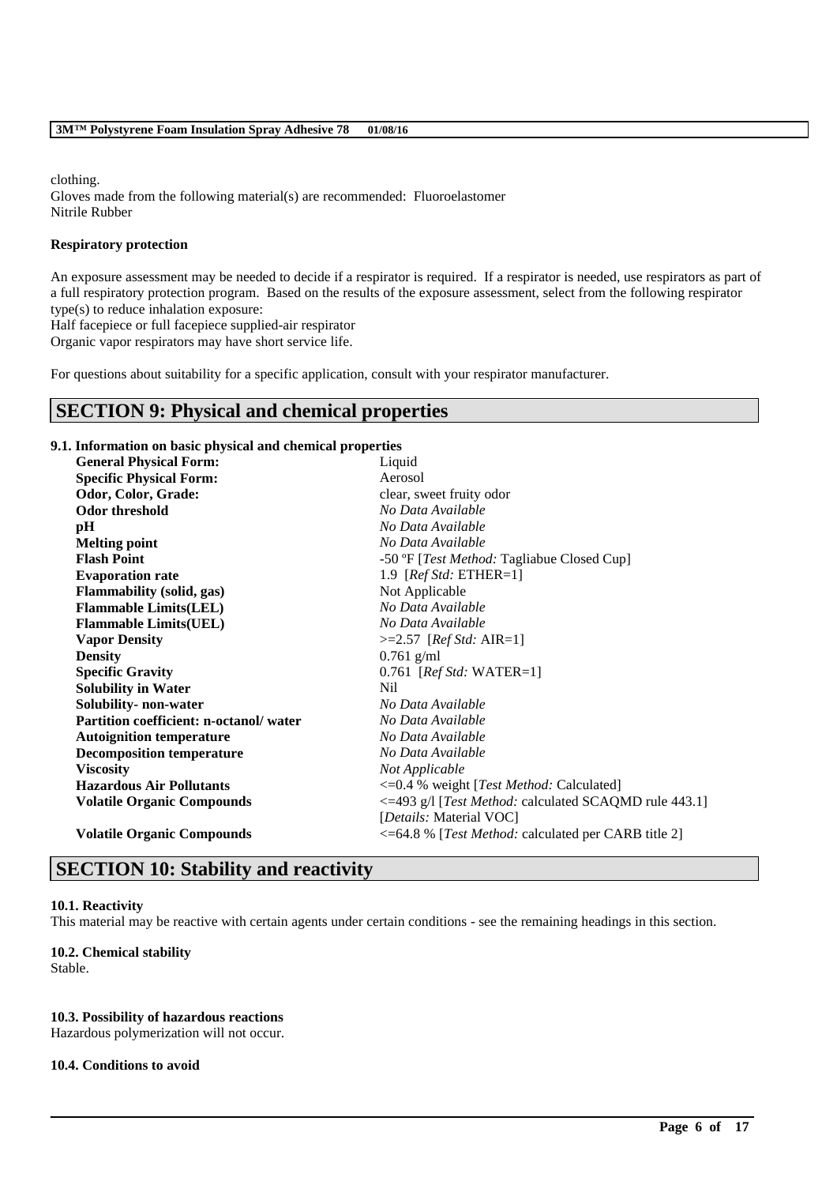clothing.
Gloves made from the following material(s) are recommended: Fluoroelastomer
Nitrile Rubber

**Respiratory protection**

An exposure assessment may be needed to decide if a respirator is required. If a respirator is needed, use respirators as part of a full respiratory protection program. Based on the results of the exposure assessment, select from the following respirator type(s) to reduce inhalation exposure:
Half facepiece or full facepiece supplied-air respirator
Organic vapor respirators may have short service life.

For questions about suitability for a specific application, consult with your respirator manufacturer.

## SECTION 9: Physical and chemical properties

**9.1. Information on basic physical and chemical properties**

| | |
|---|---|
| **General Physical Form:** | Liquid |
| **Specific Physical Form:** | Aerosol |
| **Odor, Color, Grade:** | clear, sweet fruity odor |
| **Odor threshold** | *No Data Available* |
| **pH** | *No Data Available* |
| **Melting point** | *No Data Available* |
| **Flash Point** | -50 ºF [*Test Method:* Tagliabue Closed Cup] |
| **Evaporation rate** | 1.9 [*Ref Std:* ETHER=1] |
| **Flammability (solid, gas)** | Not Applicable |
| **Flammable Limits(LEL)** | *No Data Available* |
| **Flammable Limits(UEL)** | *No Data Available* |
| **Vapor Density** | >=2.57 [*Ref Std:* AIR=1] |
| **Density** | 0.761 g/ml |
| **Specific Gravity** | 0.761 [*Ref Std:* WATER=1] |
| **Solubility in Water** | Nil |
| **Solubility- non-water** | *No Data Available* |
| **Partition coefficient: n-octanol/ water** | *No Data Available* |
| **Autoignition temperature** | *No Data Available* |
| **Decomposition temperature** | *No Data Available* |
| **Viscosity** | *Not Applicable* |
| **Hazardous Air Pollutants** | <=0.4 % weight [*Test Method:* Calculated] |
| **Volatile Organic Compounds** | <=493 g/l [*Test Method:* calculated SCAQMD rule 443.1] [*Details:* Material VOC] |
| **Volatile Organic Compounds** | <=64.8 % [*Test Method:* calculated per CARB title 2] |

## SECTION 10: Stability and reactivity

**10.1. Reactivity**
This material may be reactive with certain agents under certain conditions - see the remaining headings in this section.

**10.2. Chemical stability**
Stable.

**10.3. Possibility of hazardous reactions**
Hazardous polymerization will not occur.

**10.4. Conditions to avoid**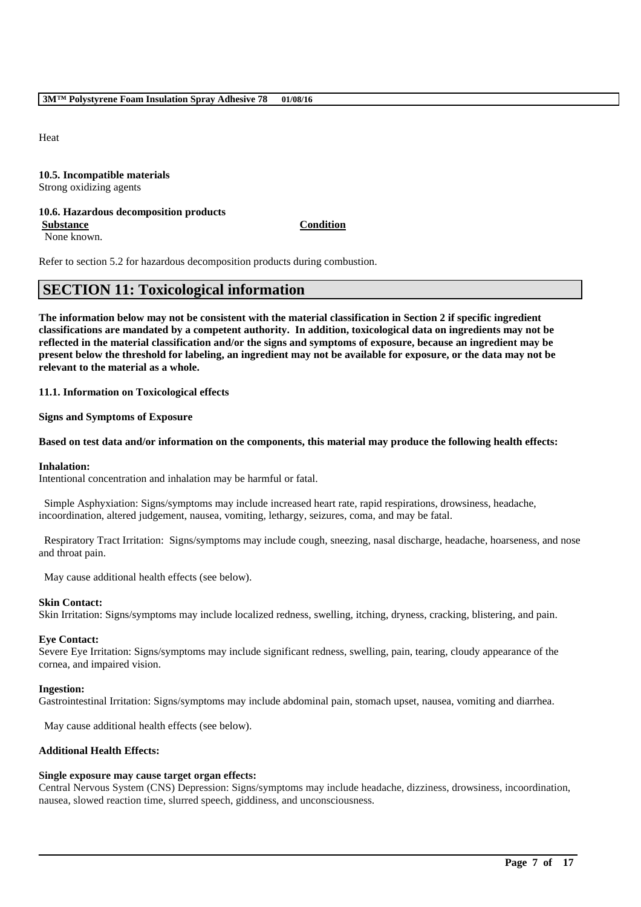Heat

**10.5. Incompatible materials**
Strong oxidizing agents

**10.6. Hazardous decomposition products**

| Substance | Condition |
|---|---|
| None known. | |

Refer to section 5.2 for hazardous decomposition products during combustion.

# SECTION 11: Toxicological information

**The information below may not be consistent with the material classification in Section 2 if specific ingredient classifications are mandated by a competent authority. In addition, toxicological data on ingredients may not be reflected in the material classification and/or the signs and symptoms of exposure, because an ingredient may be present below the threshold for labeling, an ingredient may not be available for exposure, or the data may not be relevant to the material as a whole.**

**11.1. Information on Toxicological effects**

**Signs and Symptoms of Exposure**

**Based on test data and/or information on the components, this material may produce the following health effects:**

**Inhalation:**
Intentional concentration and inhalation may be harmful or fatal.

Simple Asphyxiation: Signs/symptoms may include increased heart rate, rapid respirations, drowsiness, headache, incoordination, altered judgement, nausea, vomiting, lethargy, seizures, coma, and may be fatal.

Respiratory Tract Irritation: Signs/symptoms may include cough, sneezing, nasal discharge, headache, hoarseness, and nose and throat pain.

May cause additional health effects (see below).

**Skin Contact:**
Skin Irritation: Signs/symptoms may include localized redness, swelling, itching, dryness, cracking, blistering, and pain.

**Eye Contact:**
Severe Eye Irritation: Signs/symptoms may include significant redness, swelling, pain, tearing, cloudy appearance of the cornea, and impaired vision.

**Ingestion:**
Gastrointestinal Irritation: Signs/symptoms may include abdominal pain, stomach upset, nausea, vomiting and diarrhea.

May cause additional health effects (see below).

**Additional Health Effects:**

**Single exposure may cause target organ effects:**
Central Nervous System (CNS) Depression: Signs/symptoms may include headache, dizziness, drowsiness, incoordination, nausea, slowed reaction time, slurred speech, giddiness, and unconsciousness.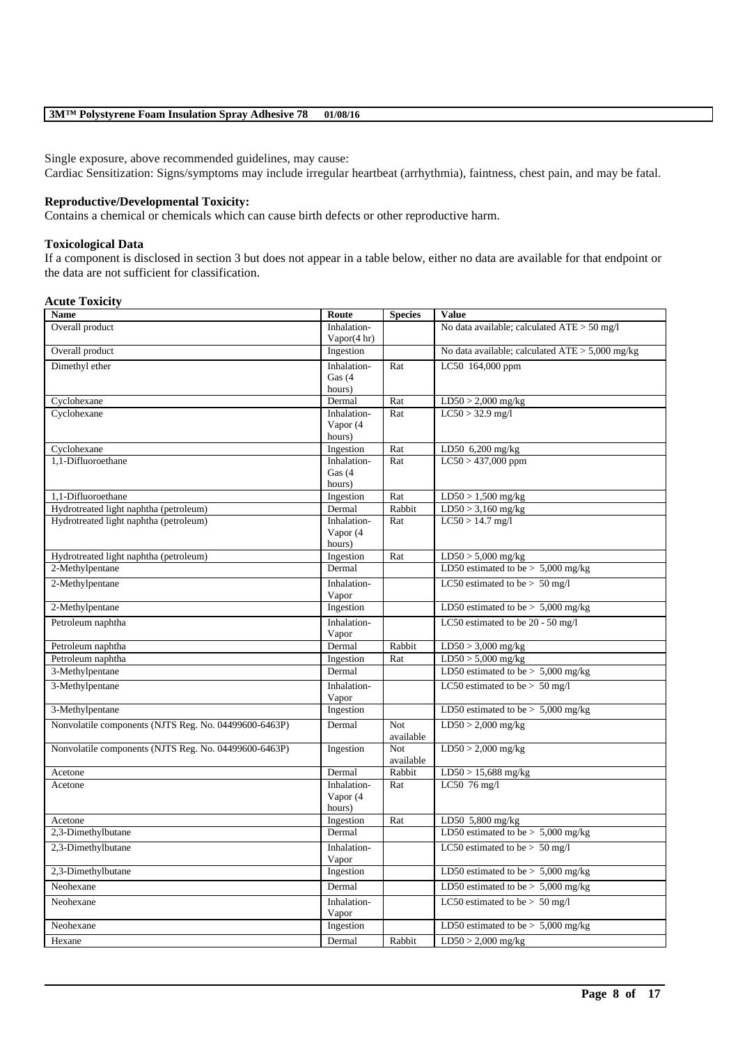Single exposure, above recommended guidelines, may cause:
Cardiac Sensitization: Signs/symptoms may include irregular heartbeat (arrhythmia), faintness, chest pain, and may be fatal.

**Reproductive/Developmental Toxicity:**
Contains a chemical or chemicals which can cause birth defects or other reproductive harm.

## Toxicological Data

If a component is disclosed in section 3 but does not appear in a table below, either no data are available for that endpoint or the data are not sufficient for classification.

### Acute Toxicity

| Name | Route | Species | Value |
|---|---|---|---|
| Overall product | Inhalation-Vapor(4 hr) | | No data available; calculated ATE > 50 mg/l |
| Overall product | Ingestion | | No data available; calculated ATE > 5,000 mg/kg |
| Dimethyl ether | Inhalation-Gas (4 hours) | Rat | LC50 164,000 ppm |
| Cyclohexane | Dermal | Rat | LD50 > 2,000 mg/kg |
| Cyclohexane | Inhalation-Vapor (4 hours) | Rat | LC50 > 32.9 mg/l |
| Cyclohexane | Ingestion | Rat | LD50 6,200 mg/kg |
| 1,1-Difluoroethane | Inhalation-Gas (4 hours) | Rat | LC50 > 437,000 ppm |
| 1,1-Difluoroethane | Ingestion | Rat | LD50 > 1,500 mg/kg |
| Hydrotreated light naphtha (petroleum) | Dermal | Rabbit | LD50 > 3,160 mg/kg |
| Hydrotreated light naphtha (petroleum) | Inhalation-Vapor (4 hours) | Rat | LC50 > 14.7 mg/l |
| Hydrotreated light naphtha (petroleum) | Ingestion | Rat | LD50 > 5,000 mg/kg |
| 2-Methylpentane | Dermal | | LD50 estimated to be > 5,000 mg/kg |
| 2-Methylpentane | Inhalation-Vapor | | LC50 estimated to be > 50 mg/l |
| 2-Methylpentane | Ingestion | | LD50 estimated to be > 5,000 mg/kg |
| Petroleum naphtha | Inhalation-Vapor | | LC50 estimated to be 20 - 50 mg/l |
| Petroleum naphtha | Dermal | Rabbit | LD50 > 3,000 mg/kg |
| Petroleum naphtha | Ingestion | Rat | LD50 > 5,000 mg/kg |
| 3-Methylpentane | Dermal | | LD50 estimated to be > 5,000 mg/kg |
| 3-Methylpentane | Inhalation-Vapor | | LC50 estimated to be > 50 mg/l |
| 3-Methylpentane | Ingestion | | LD50 estimated to be > 5,000 mg/kg |
| Nonvolatile components (NJTS Reg. No. 04499600-6463P) | Dermal | Not available | LD50 > 2,000 mg/kg |
| Nonvolatile components (NJTS Reg. No. 04499600-6463P) | Ingestion | Not available | LD50 > 2,000 mg/kg |
| Acetone | Dermal | Rabbit | LD50 > 15,688 mg/kg |
| Acetone | Inhalation-Vapor (4 hours) | Rat | LC50 76 mg/l |
| Acetone | Ingestion | Rat | LD50 5,800 mg/kg |
| 2,3-Dimethylbutane | Dermal | | LD50 estimated to be > 5,000 mg/kg |
| 2,3-Dimethylbutane | Inhalation-Vapor | | LC50 estimated to be > 50 mg/l |
| 2,3-Dimethylbutane | Ingestion | | LD50 estimated to be > 5,000 mg/kg |
| Neohexane | Dermal | | LD50 estimated to be > 5,000 mg/kg |
| Neohexane | Inhalation-Vapor | | LC50 estimated to be > 50 mg/l |
| Neohexane | Ingestion | | LD50 estimated to be > 5,000 mg/kg |
| Hexane | Dermal | Rabbit | LD50 > 2,000 mg/kg |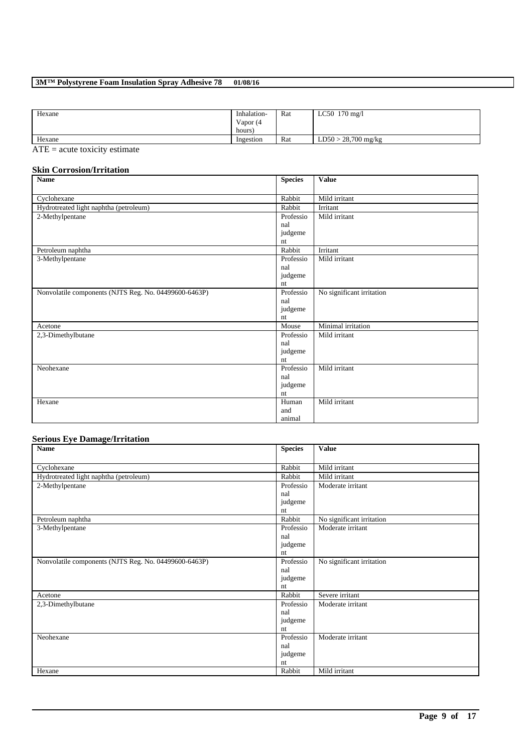| | | | |
|---|---|---|---|
| Hexane | Inhalation-Vapor (4 hours) | Rat | LC50 170 mg/l |
| Hexane | Ingestion | Rat | LD50 > 28,700 mg/kg |

ATE = acute toxicity estimate

**Skin Corrosion/Irritation**

| Name | Species | Value |
|---|---|---|
| Cyclohexane | Rabbit | Mild irritant |
| Hydrotreated light naphtha (petroleum) | Rabbit | Irritant |
| 2-Methylpentane | Professional judgement | Mild irritant |
| Petroleum naphtha | Rabbit | Irritant |
| 3-Methylpentane | Professional judgement | Mild irritant |
| Nonvolatile components (NJTS Reg. No. 04499600-6463P) | Professional judgement | No significant irritation |
| Acetone | Mouse | Minimal irritation |
| 2,3-Dimethylbutane | Professional judgement | Mild irritant |
| Neohexane | Professional judgement | Mild irritant |
| Hexane | Human and animal | Mild irritant |

**Serious Eye Damage/Irritation**

| Name | Species | Value |
|---|---|---|
| Cyclohexane | Rabbit | Mild irritant |
| Hydrotreated light naphtha (petroleum) | Rabbit | Mild irritant |
| 2-Methylpentane | Professional judgement | Moderate irritant |
| Petroleum naphtha | Rabbit | No significant irritation |
| 3-Methylpentane | Professional judgement | Moderate irritant |
| Nonvolatile components (NJTS Reg. No. 04499600-6463P) | Professional judgement | No significant irritation |
| Acetone | Rabbit | Severe irritant |
| 2,3-Dimethylbutane | Professional judgement | Moderate irritant |
| Neohexane | Professional judgement | Moderate irritant |
| Hexane | Rabbit | Mild irritant |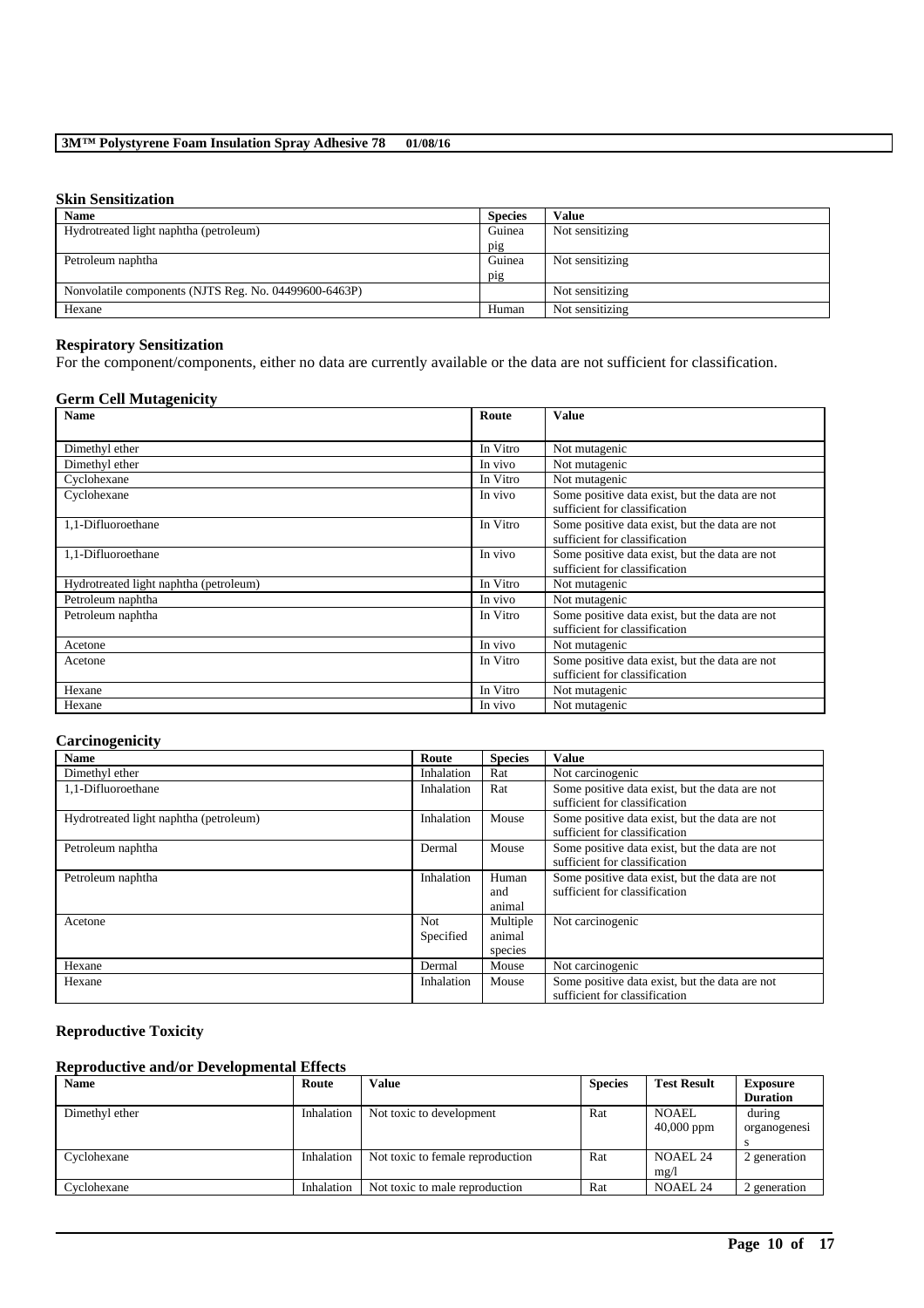### Skin Sensitization

| Name | Species | Value |
|---|---|---|
| Hydrotreated light naphtha (petroleum) | Guinea pig | Not sensitizing |
| Petroleum naphtha | Guinea pig | Not sensitizing |
| Nonvolatile components (NJTS Reg. No. 04499600-6463P) | | Not sensitizing |
| Hexane | Human | Not sensitizing |

### Respiratory Sensitization

For the component/components, either no data are currently available or the data are not sufficient for classification.

### Germ Cell Mutagenicity

| Name | Route | Value |
|---|---|---|
| Dimethyl ether | In Vitro | Not mutagenic |
| Dimethyl ether | In vivo | Not mutagenic |
| Cyclohexane | In Vitro | Not mutagenic |
| Cyclohexane | In vivo | Some positive data exist, but the data are not sufficient for classification |
| 1,1-Difluoroethane | In Vitro | Some positive data exist, but the data are not sufficient for classification |
| 1,1-Difluoroethane | In vivo | Some positive data exist, but the data are not sufficient for classification |
| Hydrotreated light naphtha (petroleum) | In Vitro | Not mutagenic |
| Petroleum naphtha | In vivo | Not mutagenic |
| Petroleum naphtha | In Vitro | Some positive data exist, but the data are not sufficient for classification |
| Acetone | In vivo | Not mutagenic |
| Acetone | In Vitro | Some positive data exist, but the data are not sufficient for classification |
| Hexane | In Vitro | Not mutagenic |
| Hexane | In vivo | Not mutagenic |

### Carcinogenicity

| Name | Route | Species | Value |
|---|---|---|---|
| Dimethyl ether | Inhalation | Rat | Not carcinogenic |
| 1,1-Difluoroethane | Inhalation | Rat | Some positive data exist, but the data are not sufficient for classification |
| Hydrotreated light naphtha (petroleum) | Inhalation | Mouse | Some positive data exist, but the data are not sufficient for classification |
| Petroleum naphtha | Dermal | Mouse | Some positive data exist, but the data are not sufficient for classification |
| Petroleum naphtha | Inhalation | Human and animal | Some positive data exist, but the data are not sufficient for classification |
| Acetone | Not Specified | Multiple animal species | Not carcinogenic |
| Hexane | Dermal | Mouse | Not carcinogenic |
| Hexane | Inhalation | Mouse | Some positive data exist, but the data are not sufficient for classification |

### Reproductive Toxicity

#### Reproductive and/or Developmental Effects

| Name | Route | Value | Species | Test Result | Exposure Duration |
|---|---|---|---|---|---|
| Dimethyl ether | Inhalation | Not toxic to development | Rat | NOAEL 40,000 ppm | during organogenesis |
| Cyclohexane | Inhalation | Not toxic to female reproduction | Rat | NOAEL 24 mg/l | 2 generation |
| Cyclohexane | Inhalation | Not toxic to male reproduction | Rat | NOAEL 24 | 2 generation |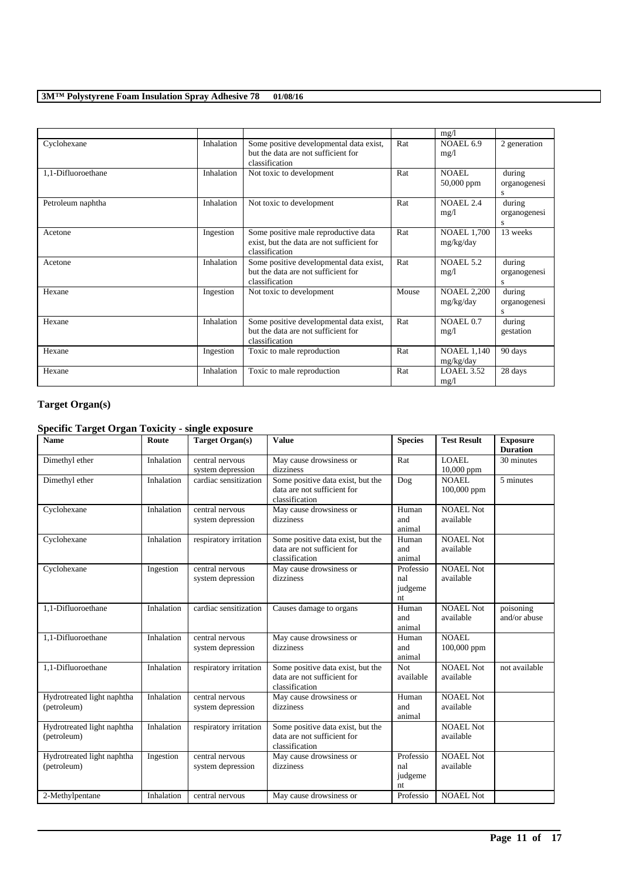| | | | | mg/l | |
|---|---|---|---|---|---|
| Cyclohexane | Inhalation | Some positive developmental data exist, but the data are not sufficient for classification | Rat | NOAEL 6.9 mg/l | 2 generation |
| 1,1-Difluoroethane | Inhalation | Not toxic to development | Rat | NOAEL 50,000 ppm | during organogenesis |
| Petroleum naphtha | Inhalation | Not toxic to development | Rat | NOAEL 2.4 mg/l | during organogenesis |
| Acetone | Ingestion | Some positive male reproductive data exist, but the data are not sufficient for classification | Rat | NOAEL 1,700 mg/kg/day | 13 weeks |
| Acetone | Inhalation | Some positive developmental data exist, but the data are not sufficient for classification | Rat | NOAEL 5.2 mg/l | during organogenesis |
| Hexane | Ingestion | Not toxic to development | Mouse | NOAEL 2,200 mg/kg/day | during organogenesis |
| Hexane | Inhalation | Some positive developmental data exist, but the data are not sufficient for classification | Rat | NOAEL 0.7 mg/l | during gestation |
| Hexane | Ingestion | Toxic to male reproduction | Rat | NOAEL 1,140 mg/kg/day | 90 days |
| Hexane | Inhalation | Toxic to male reproduction | Rat | LOAEL 3.52 mg/l | 28 days |

## Target Organ(s)

### Specific Target Organ Toxicity - single exposure

| Name | Route | Target Organ(s) | Value | Species | Test Result | Exposure Duration |
|---|---|---|---|---|---|---|
| Dimethyl ether | Inhalation | central nervous system depression | May cause drowsiness or dizziness | Rat | LOAEL 10,000 ppm | 30 minutes |
| Dimethyl ether | Inhalation | cardiac sensitization | Some positive data exist, but the data are not sufficient for classification | Dog | NOAEL 100,000 ppm | 5 minutes |
| Cyclohexane | Inhalation | central nervous system depression | May cause drowsiness or dizziness | Human and animal | NOAEL Not available | |
| Cyclohexane | Inhalation | respiratory irritation | Some positive data exist, but the data are not sufficient for classification | Human and animal | NOAEL Not available | |
| Cyclohexane | Ingestion | central nervous system depression | May cause drowsiness or dizziness | Professional judgement | NOAEL Not available | |
| 1,1-Difluoroethane | Inhalation | cardiac sensitization | Causes damage to organs | Human and animal | NOAEL Not available | poisoning and/or abuse |
| 1,1-Difluoroethane | Inhalation | central nervous system depression | May cause drowsiness or dizziness | Human and animal | NOAEL 100,000 ppm | |
| 1,1-Difluoroethane | Inhalation | respiratory irritation | Some positive data exist, but the data are not sufficient for classification | Not available | NOAEL Not available | not available |
| Hydrotreated light naphtha (petroleum) | Inhalation | central nervous system depression | May cause drowsiness or dizziness | Human and animal | NOAEL Not available | |
| Hydrotreated light naphtha (petroleum) | Inhalation | respiratory irritation | Some positive data exist, but the data are not sufficient for classification | | NOAEL Not available | |
| Hydrotreated light naphtha (petroleum) | Ingestion | central nervous system depression | May cause drowsiness or dizziness | Professional judgement | NOAEL Not available | |
| 2-Methylpentane | Inhalation | central nervous | May cause drowsiness or | Professio | NOAEL Not | |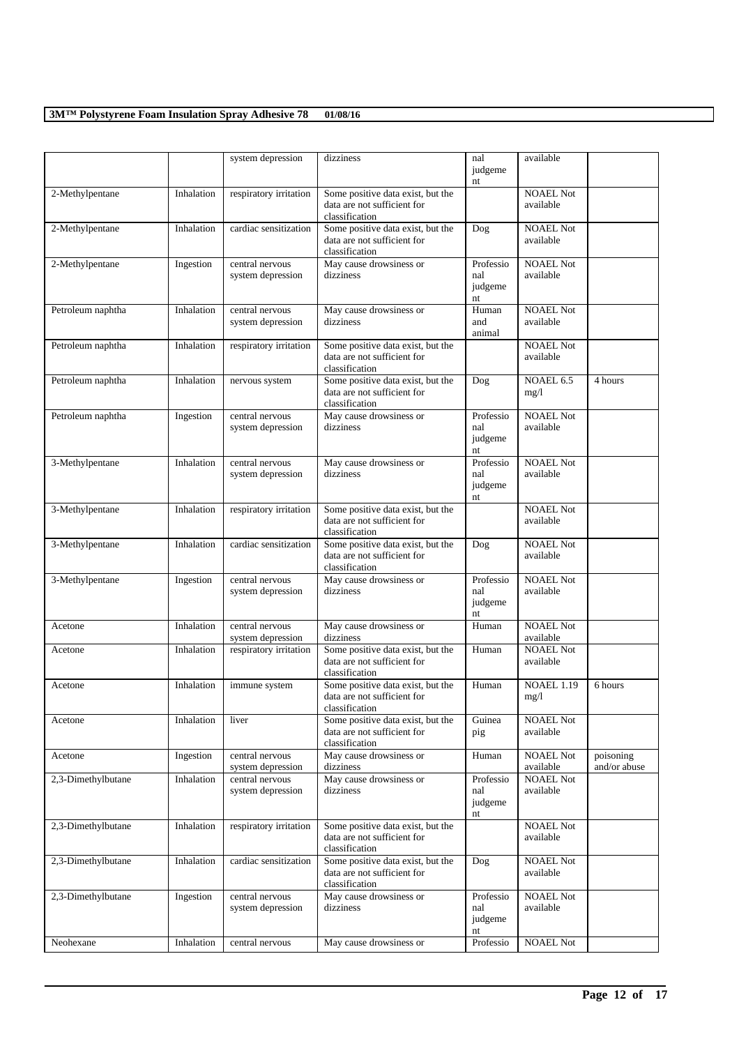| | | system depression | dizziness | nal judgement | available | |
|---|---|---|---|---|---|---|
| 2-Methylpentane | Inhalation | respiratory irritation | Some positive data exist, but the data are not sufficient for classification | | NOAEL Not available | |
| 2-Methylpentane | Inhalation | cardiac sensitization | Some positive data exist, but the data are not sufficient for classification | Dog | NOAEL Not available | |
| 2-Methylpentane | Ingestion | central nervous system depression | May cause drowsiness or dizziness | Professional judgement | NOAEL Not available | |
| Petroleum naphtha | Inhalation | central nervous system depression | May cause drowsiness or dizziness | Human and animal | NOAEL Not available | |
| Petroleum naphtha | Inhalation | respiratory irritation | Some positive data exist, but the data are not sufficient for classification | | NOAEL Not available | |
| Petroleum naphtha | Inhalation | nervous system | Some positive data exist, but the data are not sufficient for classification | Dog | NOAEL 6.5 mg/l | 4 hours |
| Petroleum naphtha | Ingestion | central nervous system depression | May cause drowsiness or dizziness | Professional judgement | NOAEL Not available | |
| 3-Methylpentane | Inhalation | central nervous system depression | May cause drowsiness or dizziness | Professional judgement | NOAEL Not available | |
| 3-Methylpentane | Inhalation | respiratory irritation | Some positive data exist, but the data are not sufficient for classification | | NOAEL Not available | |
| 3-Methylpentane | Inhalation | cardiac sensitization | Some positive data exist, but the data are not sufficient for classification | Dog | NOAEL Not available | |
| 3-Methylpentane | Ingestion | central nervous system depression | May cause drowsiness or dizziness | Professional judgement | NOAEL Not available | |
| Acetone | Inhalation | central nervous system depression | May cause drowsiness or dizziness | Human | NOAEL Not available | |
| Acetone | Inhalation | respiratory irritation | Some positive data exist, but the data are not sufficient for classification | Human | NOAEL Not available | |
| Acetone | Inhalation | immune system | Some positive data exist, but the data are not sufficient for classification | Human | NOAEL 1.19 mg/l | 6 hours |
| Acetone | Inhalation | liver | Some positive data exist, but the data are not sufficient for classification | Guinea pig | NOAEL Not available | |
| Acetone | Ingestion | central nervous system depression | May cause drowsiness or dizziness | Human | NOAEL Not available | poisoning and/or abuse |
| 2,3-Dimethylbutane | Inhalation | central nervous system depression | May cause drowsiness or dizziness | Professional judgement | NOAEL Not available | |
| 2,3-Dimethylbutane | Inhalation | respiratory irritation | Some positive data exist, but the data are not sufficient for classification | | NOAEL Not available | |
| 2,3-Dimethylbutane | Inhalation | cardiac sensitization | Some positive data exist, but the data are not sufficient for classification | Dog | NOAEL Not available | |
| 2,3-Dimethylbutane | Ingestion | central nervous system depression | May cause drowsiness or dizziness | Professional judgement | NOAEL Not available | |
| Neohexane | Inhalation | central nervous | May cause drowsiness or | Professio | NOAEL Not | |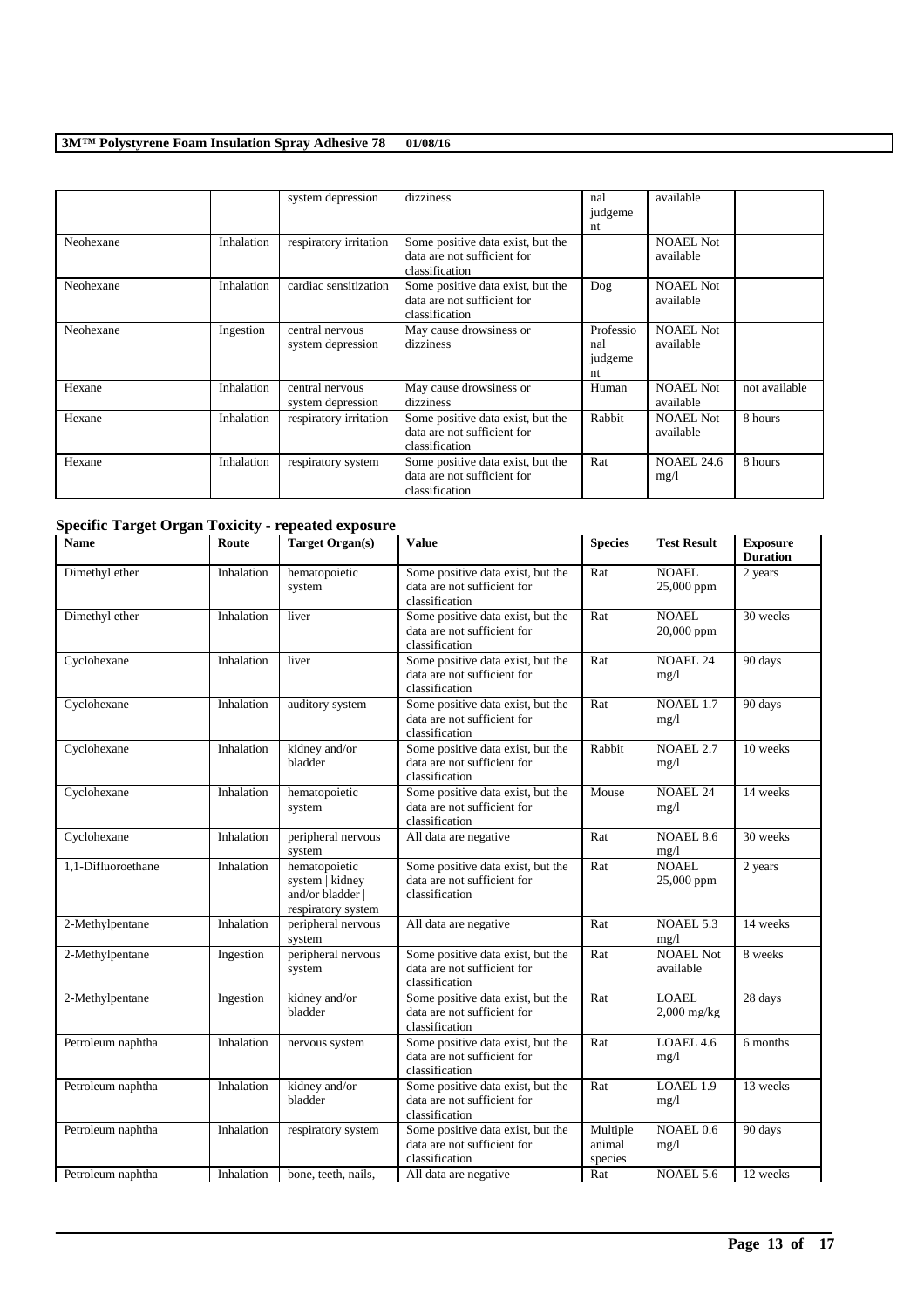|  |  | system depression | dizziness | Professional judgement | available |  |
|---|---|---|---|---|---|---|
| Neohexane | Inhalation | respiratory irritation | Some positive data exist, but the data are not sufficient for classification |  | NOAEL Not available |  |
| Neohexane | Inhalation | cardiac sensitization | Some positive data exist, but the data are not sufficient for classification | Dog | NOAEL Not available |  |
| Neohexane | Ingestion | central nervous system depression | May cause drowsiness or dizziness | Professional judgement | NOAEL Not available |  |
| Hexane | Inhalation | central nervous system depression | May cause drowsiness or dizziness | Human | NOAEL Not available | not available |
| Hexane | Inhalation | respiratory irritation | Some positive data exist, but the data are not sufficient for classification | Rabbit | NOAEL Not available | 8 hours |
| Hexane | Inhalation | respiratory system | Some positive data exist, but the data are not sufficient for classification | Rat | NOAEL 24.6 mg/l | 8 hours |

## Specific Target Organ Toxicity - repeated exposure

| Name | Route | Target Organ(s) | Value | Species | Test Result | Exposure Duration |
|---|---|---|---|---|---|---|
| Dimethyl ether | Inhalation | hematopoietic system | Some positive data exist, but the data are not sufficient for classification | Rat | NOAEL 25,000 ppm | 2 years |
| Dimethyl ether | Inhalation | liver | Some positive data exist, but the data are not sufficient for classification | Rat | NOAEL 20,000 ppm | 30 weeks |
| Cyclohexane | Inhalation | liver | Some positive data exist, but the data are not sufficient for classification | Rat | NOAEL 24 mg/l | 90 days |
| Cyclohexane | Inhalation | auditory system | Some positive data exist, but the data are not sufficient for classification | Rat | NOAEL 1.7 mg/l | 90 days |
| Cyclohexane | Inhalation | kidney and/or bladder | Some positive data exist, but the data are not sufficient for classification | Rabbit | NOAEL 2.7 mg/l | 10 weeks |
| Cyclohexane | Inhalation | hematopoietic system | Some positive data exist, but the data are not sufficient for classification | Mouse | NOAEL 24 mg/l | 14 weeks |
| Cyclohexane | Inhalation | peripheral nervous system | All data are negative | Rat | NOAEL 8.6 mg/l | 30 weeks |
| 1,1-Difluoroethane | Inhalation | hematopoietic system \| kidney and/or bladder \| respiratory system | Some positive data exist, but the data are not sufficient for classification | Rat | NOAEL 25,000 ppm | 2 years |
| 2-Methylpentane | Inhalation | peripheral nervous system | All data are negative | Rat | NOAEL 5.3 mg/l | 14 weeks |
| 2-Methylpentane | Ingestion | peripheral nervous system | Some positive data exist, but the data are not sufficient for classification | Rat | NOAEL Not available | 8 weeks |
| 2-Methylpentane | Ingestion | kidney and/or bladder | Some positive data exist, but the data are not sufficient for classification | Rat | LOAEL 2,000 mg/kg | 28 days |
| Petroleum naphtha | Inhalation | nervous system | Some positive data exist, but the data are not sufficient for classification | Rat | LOAEL 4.6 mg/l | 6 months |
| Petroleum naphtha | Inhalation | kidney and/or bladder | Some positive data exist, but the data are not sufficient for classification | Rat | LOAEL 1.9 mg/l | 13 weeks |
| Petroleum naphtha | Inhalation | respiratory system | Some positive data exist, but the data are not sufficient for classification | Multiple animal species | NOAEL 0.6 mg/l | 90 days |
| Petroleum naphtha | Inhalation | bone, teeth, nails, | All data are negative | Rat | NOAEL 5.6 | 12 weeks |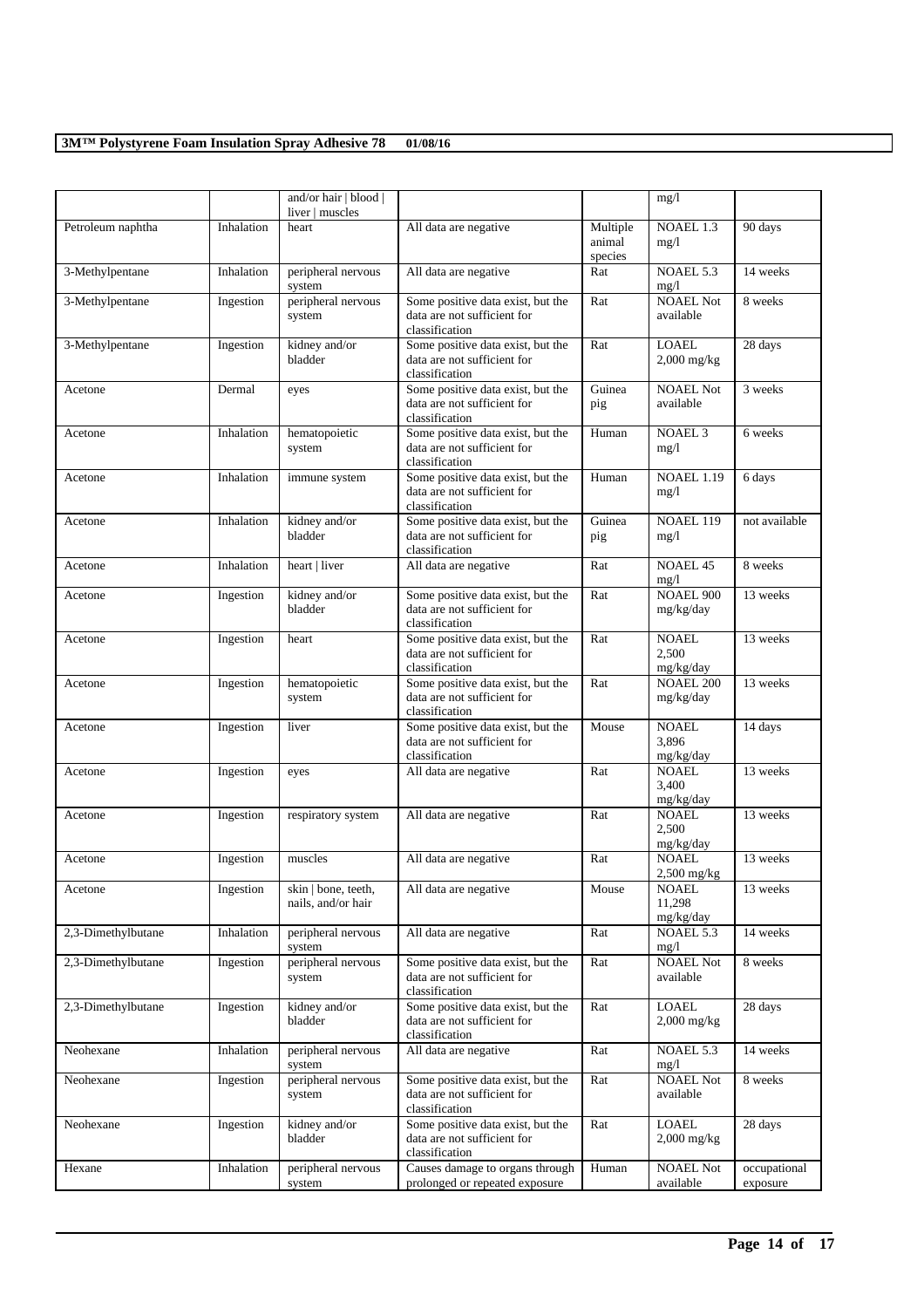| | | and/or hair \| blood \| liver \| muscles | | | mg/l | |
|---|---|---|---|---|---|---|
| Petroleum naphtha | Inhalation | heart | All data are negative | Multiple animal species | NOAEL 1.3 mg/l | 90 days |
| 3-Methylpentane | Inhalation | peripheral nervous system | All data are negative | Rat | NOAEL 5.3 mg/l | 14 weeks |
| 3-Methylpentane | Ingestion | peripheral nervous system | Some positive data exist, but the data are not sufficient for classification | Rat | NOAEL Not available | 8 weeks |
| 3-Methylpentane | Ingestion | kidney and/or bladder | Some positive data exist, but the data are not sufficient for classification | Rat | LOAEL 2,000 mg/kg | 28 days |
| Acetone | Dermal | eyes | Some positive data exist, but the data are not sufficient for classification | Guinea pig | NOAEL Not available | 3 weeks |
| Acetone | Inhalation | hematopoietic system | Some positive data exist, but the data are not sufficient for classification | Human | NOAEL 3 mg/l | 6 weeks |
| Acetone | Inhalation | immune system | Some positive data exist, but the data are not sufficient for classification | Human | NOAEL 1.19 mg/l | 6 days |
| Acetone | Inhalation | kidney and/or bladder | Some positive data exist, but the data are not sufficient for classification | Guinea pig | NOAEL 119 mg/l | not available |
| Acetone | Inhalation | heart \| liver | All data are negative | Rat | NOAEL 45 mg/l | 8 weeks |
| Acetone | Ingestion | kidney and/or bladder | Some positive data exist, but the data are not sufficient for classification | Rat | NOAEL 900 mg/kg/day | 13 weeks |
| Acetone | Ingestion | heart | Some positive data exist, but the data are not sufficient for classification | Rat | NOAEL 2,500 mg/kg/day | 13 weeks |
| Acetone | Ingestion | hematopoietic system | Some positive data exist, but the data are not sufficient for classification | Rat | NOAEL 200 mg/kg/day | 13 weeks |
| Acetone | Ingestion | liver | Some positive data exist, but the data are not sufficient for classification | Mouse | NOAEL 3,896 mg/kg/day | 14 days |
| Acetone | Ingestion | eyes | All data are negative | Rat | NOAEL 3,400 mg/kg/day | 13 weeks |
| Acetone | Ingestion | respiratory system | All data are negative | Rat | NOAEL 2,500 mg/kg/day | 13 weeks |
| Acetone | Ingestion | muscles | All data are negative | Rat | NOAEL 2,500 mg/kg | 13 weeks |
| Acetone | Ingestion | skin \| bone, teeth, nails, and/or hair | All data are negative | Mouse | NOAEL 11,298 mg/kg/day | 13 weeks |
| 2,3-Dimethylbutane | Inhalation | peripheral nervous system | All data are negative | Rat | NOAEL 5.3 mg/l | 14 weeks |
| 2,3-Dimethylbutane | Ingestion | peripheral nervous system | Some positive data exist, but the data are not sufficient for classification | Rat | NOAEL Not available | 8 weeks |
| 2,3-Dimethylbutane | Ingestion | kidney and/or bladder | Some positive data exist, but the data are not sufficient for classification | Rat | LOAEL 2,000 mg/kg | 28 days |
| Neohexane | Inhalation | peripheral nervous system | All data are negative | Rat | NOAEL 5.3 mg/l | 14 weeks |
| Neohexane | Ingestion | peripheral nervous system | Some positive data exist, but the data are not sufficient for classification | Rat | NOAEL Not available | 8 weeks |
| Neohexane | Ingestion | kidney and/or bladder | Some positive data exist, but the data are not sufficient for classification | Rat | LOAEL 2,000 mg/kg | 28 days |
| Hexane | Inhalation | peripheral nervous system | Causes damage to organs through prolonged or repeated exposure | Human | NOAEL Not available | occupational exposure |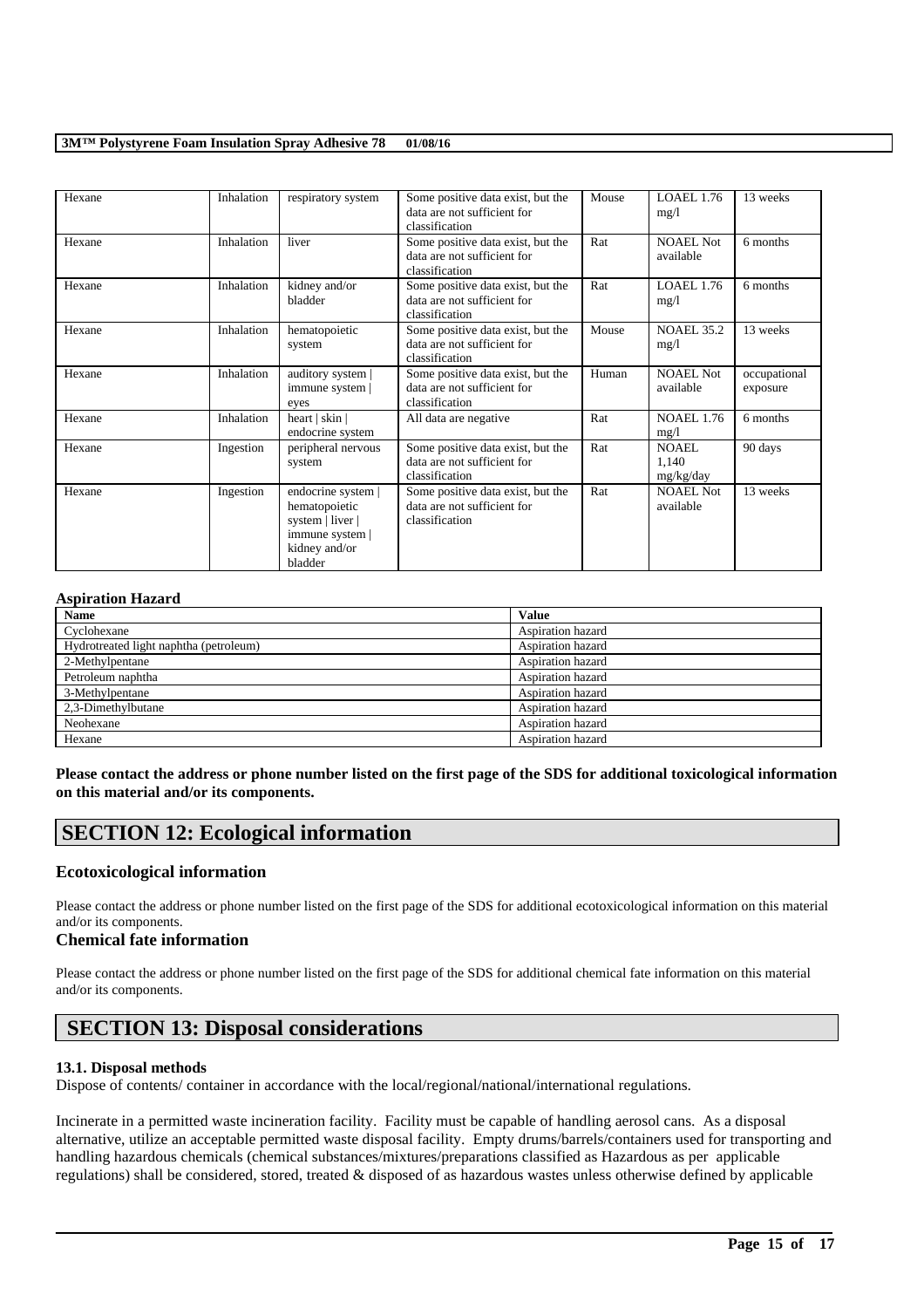| Hexane | Inhalation | respiratory system | Some positive data exist, but the data are not sufficient for classification | Mouse | LOAEL 1.76 mg/l | 13 weeks |
|---|---|---|---|---|---|---|
| Hexane | Inhalation | liver | Some positive data exist, but the data are not sufficient for classification | Rat | NOAEL Not available | 6 months |
| Hexane | Inhalation | kidney and/or bladder | Some positive data exist, but the data are not sufficient for classification | Rat | LOAEL 1.76 mg/l | 6 months |
| Hexane | Inhalation | hematopoietic system | Some positive data exist, but the data are not sufficient for classification | Mouse | NOAEL 35.2 mg/l | 13 weeks |
| Hexane | Inhalation | auditory system \| immune system \| eyes | Some positive data exist, but the data are not sufficient for classification | Human | NOAEL Not available | occupational exposure |
| Hexane | Inhalation | heart \| skin \| endocrine system | All data are negative | Rat | NOAEL 1.76 mg/l | 6 months |
| Hexane | Ingestion | peripheral nervous system | Some positive data exist, but the data are not sufficient for classification | Rat | NOAEL 1,140 mg/kg/day | 90 days |
| Hexane | Ingestion | endocrine system \| hematopoietic system \| liver \| immune system \| kidney and/or bladder | Some positive data exist, but the data are not sufficient for classification | Rat | NOAEL Not available | 13 weeks |

**Aspiration Hazard**

| Name | Value |
|---|---|
| Cyclohexane | Aspiration hazard |
| Hydrotreated light naphtha (petroleum) | Aspiration hazard |
| 2-Methylpentane | Aspiration hazard |
| Petroleum naphtha | Aspiration hazard |
| 3-Methylpentane | Aspiration hazard |
| 2,3-Dimethylbutane | Aspiration hazard |
| Neohexane | Aspiration hazard |
| Hexane | Aspiration hazard |

**Please contact the address or phone number listed on the first page of the SDS for additional toxicological information on this material and/or its components.**

# SECTION 12: Ecological information

### Ecotoxicological information

Please contact the address or phone number listed on the first page of the SDS for additional ecotoxicological information on this material and/or its components.

### Chemical fate information

Please contact the address or phone number listed on the first page of the SDS for additional chemical fate information on this material and/or its components.

# SECTION 13: Disposal considerations

#### 13.1. Disposal methods

Dispose of contents/ container in accordance with the local/regional/national/international regulations.

Incinerate in a permitted waste incineration facility. Facility must be capable of handling aerosol cans. As a disposal alternative, utilize an acceptable permitted waste disposal facility. Empty drums/barrels/containers used for transporting and handling hazardous chemicals (chemical substances/mixtures/preparations classified as Hazardous as per applicable regulations) shall be considered, stored, treated & disposed of as hazardous wastes unless otherwise defined by applicable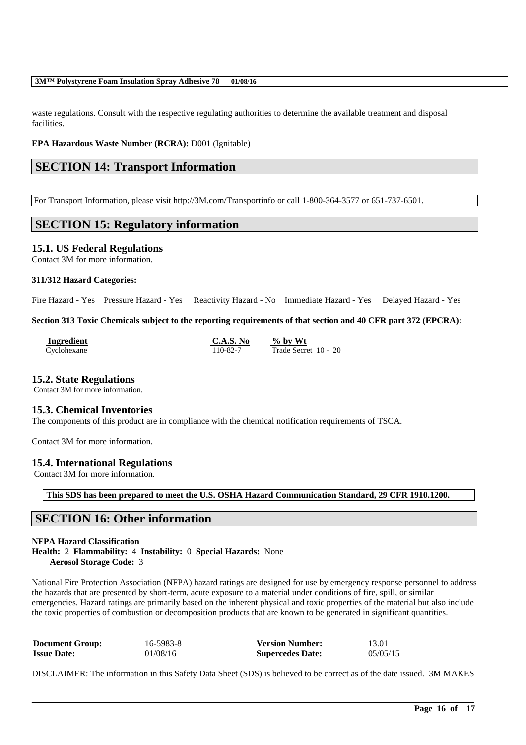waste regulations. Consult with the respective regulating authorities to determine the available treatment and disposal facilities.

**EPA Hazardous Waste Number (RCRA):** D001 (Ignitable)

## SECTION 14: Transport Information

For Transport Information, please visit http://3M.com/Transportinfo or call 1-800-364-3577 or 651-737-6501.

## SECTION 15: Regulatory information

### 15.1. US Federal Regulations

Contact 3M for more information.

**311/312 Hazard Categories:**

Fire Hazard - Yes Pressure Hazard - Yes Reactivity Hazard - No Immediate Hazard - Yes Delayed Hazard - Yes

**Section 313 Toxic Chemicals subject to the reporting requirements of that section and 40 CFR part 372 (EPCRA):**

| Ingredient | C.A.S. No | % by Wt |
|---|---|---|
| Cyclohexane | 110-82-7 | Trade Secret 10 - 20 |

### 15.2. State Regulations

Contact 3M for more information.

### 15.3. Chemical Inventories

The components of this product are in compliance with the chemical notification requirements of TSCA.

Contact 3M for more information.

### 15.4. International Regulations

Contact 3M for more information.

**This SDS has been prepared to meet the U.S. OSHA Hazard Communication Standard, 29 CFR 1910.1200.**

## SECTION 16: Other information

**NFPA Hazard Classification**
**Health:** 2 **Flammability:** 4 **Instability:** 0 **Special Hazards:** None
**Aerosol Storage Code:** 3

National Fire Protection Association (NFPA) hazard ratings are designed for use by emergency response personnel to address the hazards that are presented by short-term, acute exposure to a material under conditions of fire, spill, or similar emergencies. Hazard ratings are primarily based on the inherent physical and toxic properties of the material but also include the toxic properties of combustion or decomposition products that are known to be generated in significant quantities.

| **Document Group:** | 16-5983-8 | **Version Number:** | 13.01 |
|---|---|---|---|
| **Issue Date:** | 01/08/16 | **Supercedes Date:** | 05/05/15 |

DISCLAIMER: The information in this Safety Data Sheet (SDS) is believed to be correct as of the date issued. 3M MAKES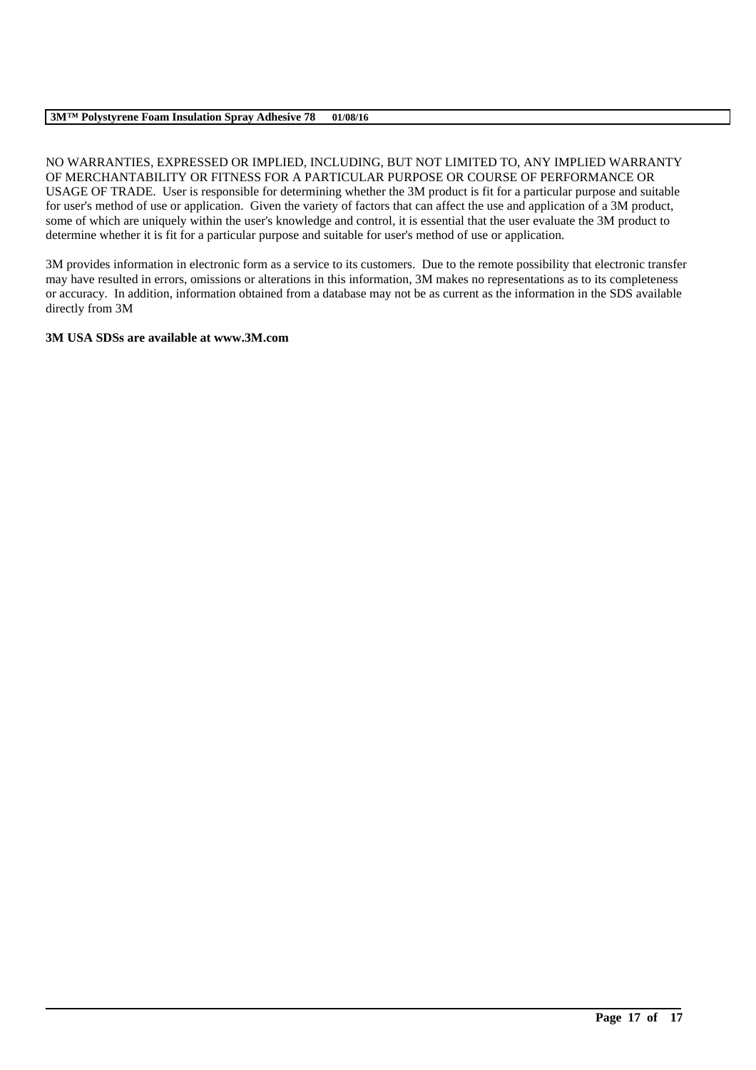NO WARRANTIES, EXPRESSED OR IMPLIED, INCLUDING, BUT NOT LIMITED TO, ANY IMPLIED WARRANTY OF MERCHANTABILITY OR FITNESS FOR A PARTICULAR PURPOSE OR COURSE OF PERFORMANCE OR USAGE OF TRADE. User is responsible for determining whether the 3M product is fit for a particular purpose and suitable for user's method of use or application. Given the variety of factors that can affect the use and application of a 3M product, some of which are uniquely within the user's knowledge and control, it is essential that the user evaluate the 3M product to determine whether it is fit for a particular purpose and suitable for user's method of use or application.

3M provides information in electronic form as a service to its customers. Due to the remote possibility that electronic transfer may have resulted in errors, omissions or alterations in this information, 3M makes no representations as to its completeness or accuracy. In addition, information obtained from a database may not be as current as the information in the SDS available directly from 3M

**3M USA SDSs are available at www.3M.com**